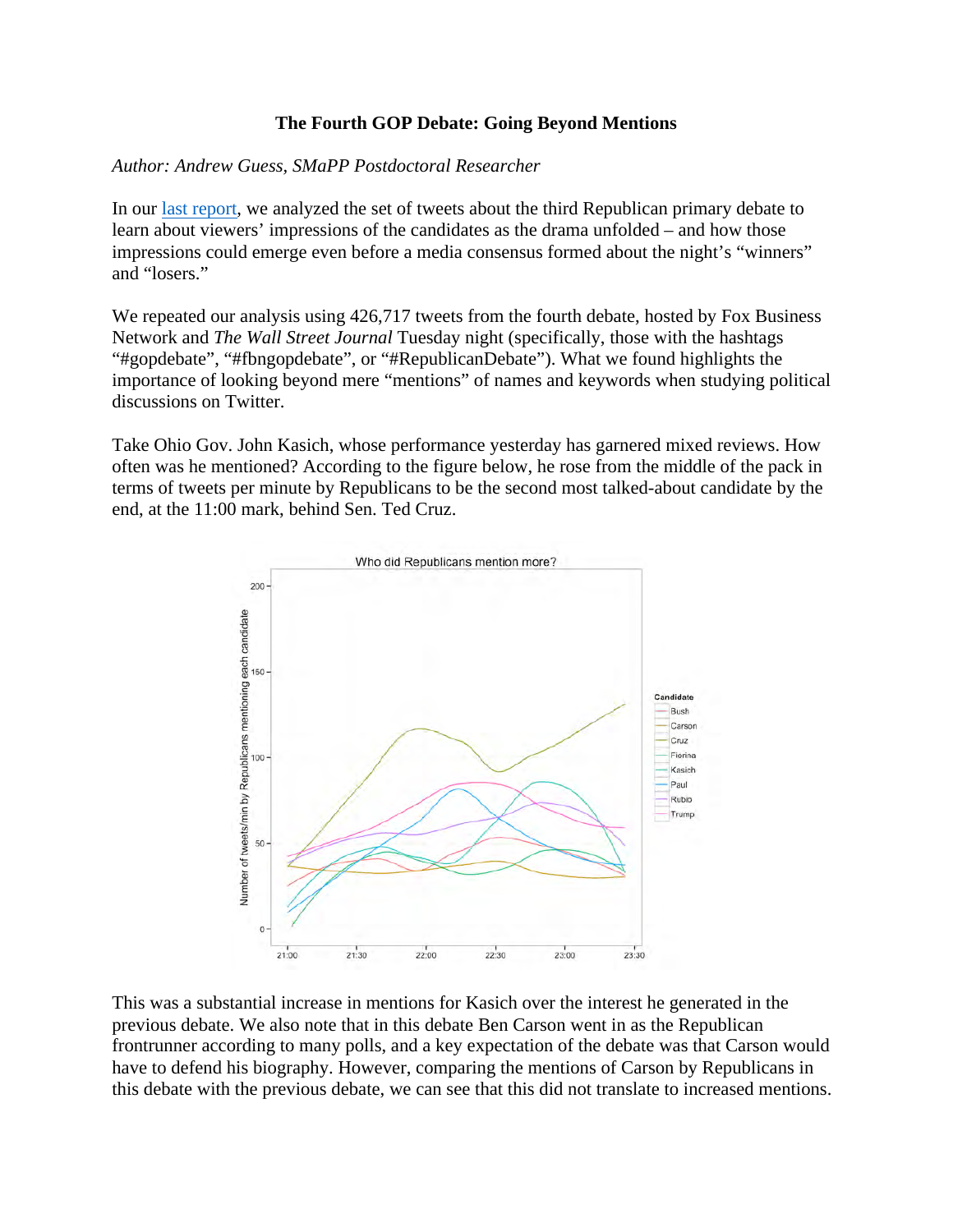# The Fourth GOP Debate: Going Beyond Mentions

*Author: Andrew Guess, SMaPP Postdoctoral Researcher*

In our [last report](), we analyzed the set of tweets about the third Republican primary debate to learn about viewers' impressions of the candidates as the drama unfolded – and how those impressions could emerge even before a media consensus formed about the night's "winners" and "losers."

We repeated our analysis using 426,717 tweets from the fourth debate, hosted by Fox Business Network and *The Wall Street Journal* Tuesday night (specifically, those with the hashtags "#gopdebate", "#fbngopdebate", or "#RepublicanDebate"). What we found highlights the importance of looking beyond mere "mentions" of names and keywords when studying political discussions on Twitter.

Take Ohio Gov. John Kasich, whose performance yesterday has garnered mixed reviews. How often was he mentioned? According to the figure below, he rose from the middle of the pack in terms of tweets per minute by Republicans to be the second most talked-about candidate by the end, at the 11:00 mark, behind Sen. Ted Cruz.

This was a substantial increase in mentions for Kasich over the interest he generated in the previous debate. We also note that in this debate Ben Carson went in as the Republican frontrunner according to many polls, and a key expectation of the debate was that Carson would have to defend his biography. However, comparing the mentions of Carson by Republicans in this debate with the previous debate, we can see that this did not translate to increased mentions.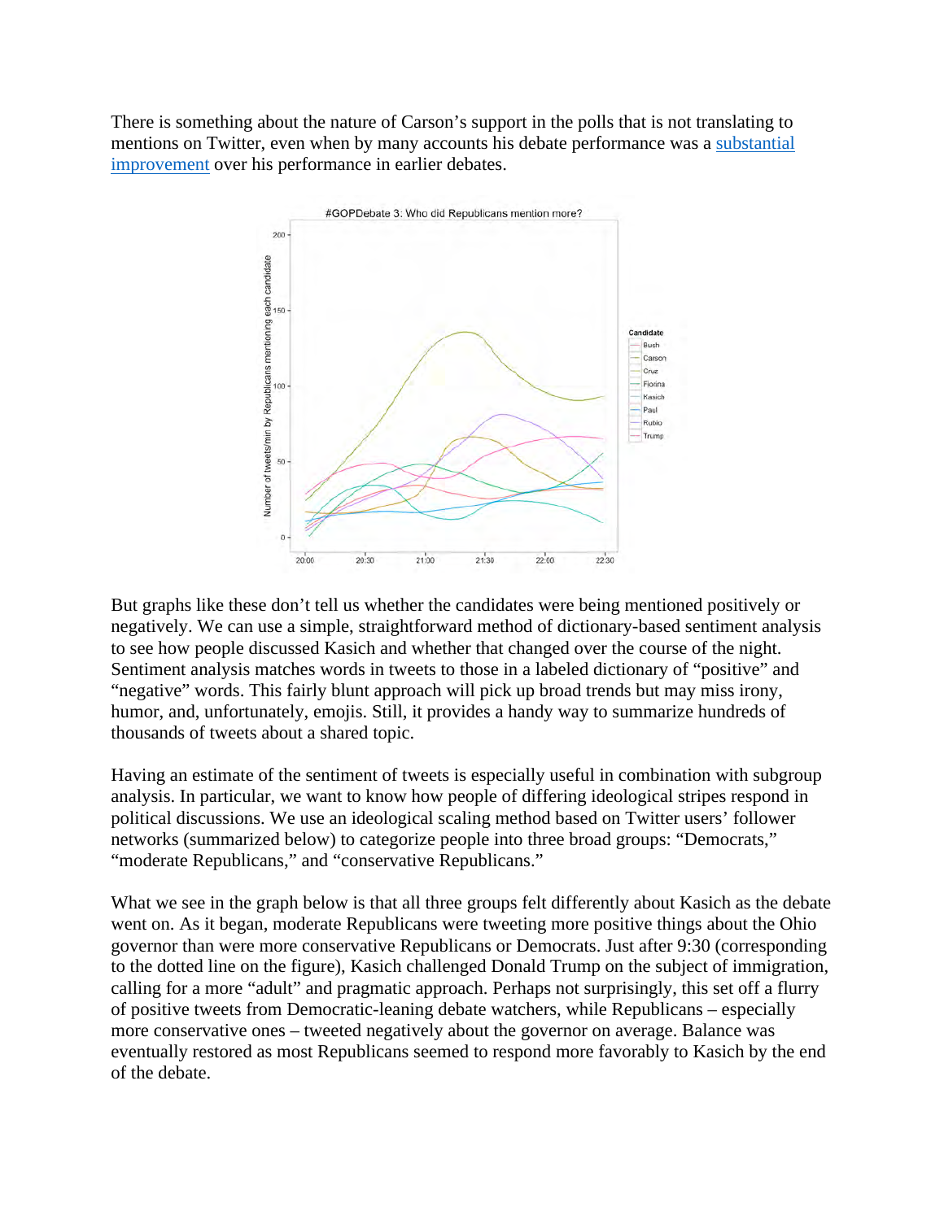There is something about the nature of Carson's support in the polls that is not translating to mentions on Twitter, even when by many accounts his debate performance was a substantial improvement over his performance in earlier debates.

#GOPDebate 3: Who did Republicans mention more?

Number of tweets/min by Republicans mentioning each candidate

200
150
100
50
0

20:00
20:30
21:00
21:30
22:00
22:30

Candidate
Bush
Carson
Cruz
Fiorina
Kasich
Paul
Rubio
Trump

But graphs like these don't tell us whether the candidates were being mentioned positively or negatively. We can use a simple, straightforward method of dictionary-based sentiment analysis to see how people discussed Kasich and whether that changed over the course of the night. Sentiment analysis matches words in tweets to those in a labeled dictionary of "positive" and "negative" words. This fairly blunt approach will pick up broad trends but may miss irony, humor, and, unfortunately, emojis. Still, it provides a handy way to summarize hundreds of thousands of tweets about a shared topic.

Having an estimate of the sentiment of tweets is especially useful in combination with subgroup analysis. In particular, we want to know how people of differing ideological stripes respond in political discussions. We use an ideological scaling method based on Twitter users' follower networks (summarized below) to categorize people into three broad groups: "Democrats," "moderate Republicans," and "conservative Republicans."

What we see in the graph below is that all three groups felt differently about Kasich as the debate went on. As it began, moderate Republicans were tweeting more positive things about the Ohio governor than were more conservative Republicans or Democrats. Just after 9:30 (corresponding to the dotted line on the figure), Kasich challenged Donald Trump on the subject of immigration, calling for a more "adult" and pragmatic approach. Perhaps not surprisingly, this set off a flurry of positive tweets from Democratic-leaning debate watchers, while Republicans – especially more conservative ones – tweeted negatively about the governor on average. Balance was eventually restored as most Republicans seemed to respond more favorably to Kasich by the end of the debate.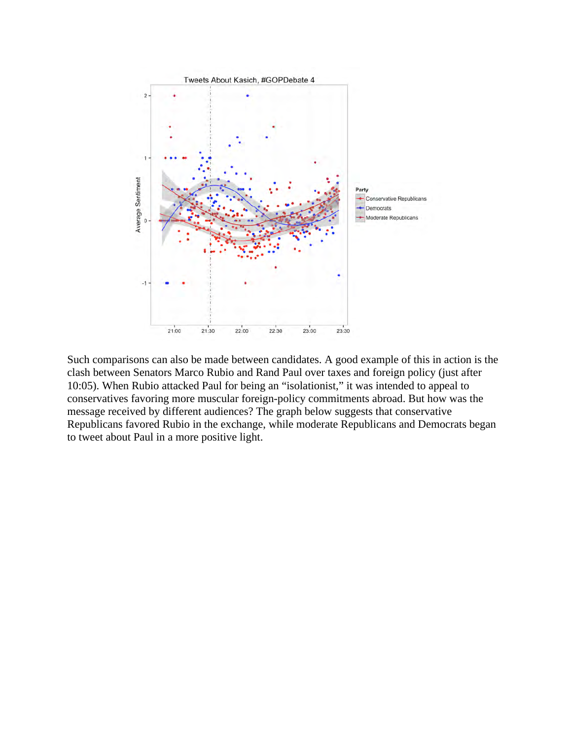Such comparisons can also be made between candidates. A good example of this in action is the clash between Senators Marco Rubio and Rand Paul over taxes and foreign policy (just after 10:05). When Rubio attacked Paul for being an “isolationist,” it was intended to appeal to conservatives favoring more muscular foreign-policy commitments abroad. But how was the message received by different audiences? The graph below suggests that conservative Republicans favored Rubio in the exchange, while moderate Republicans and Democrats began to tweet about Paul in a more positive light.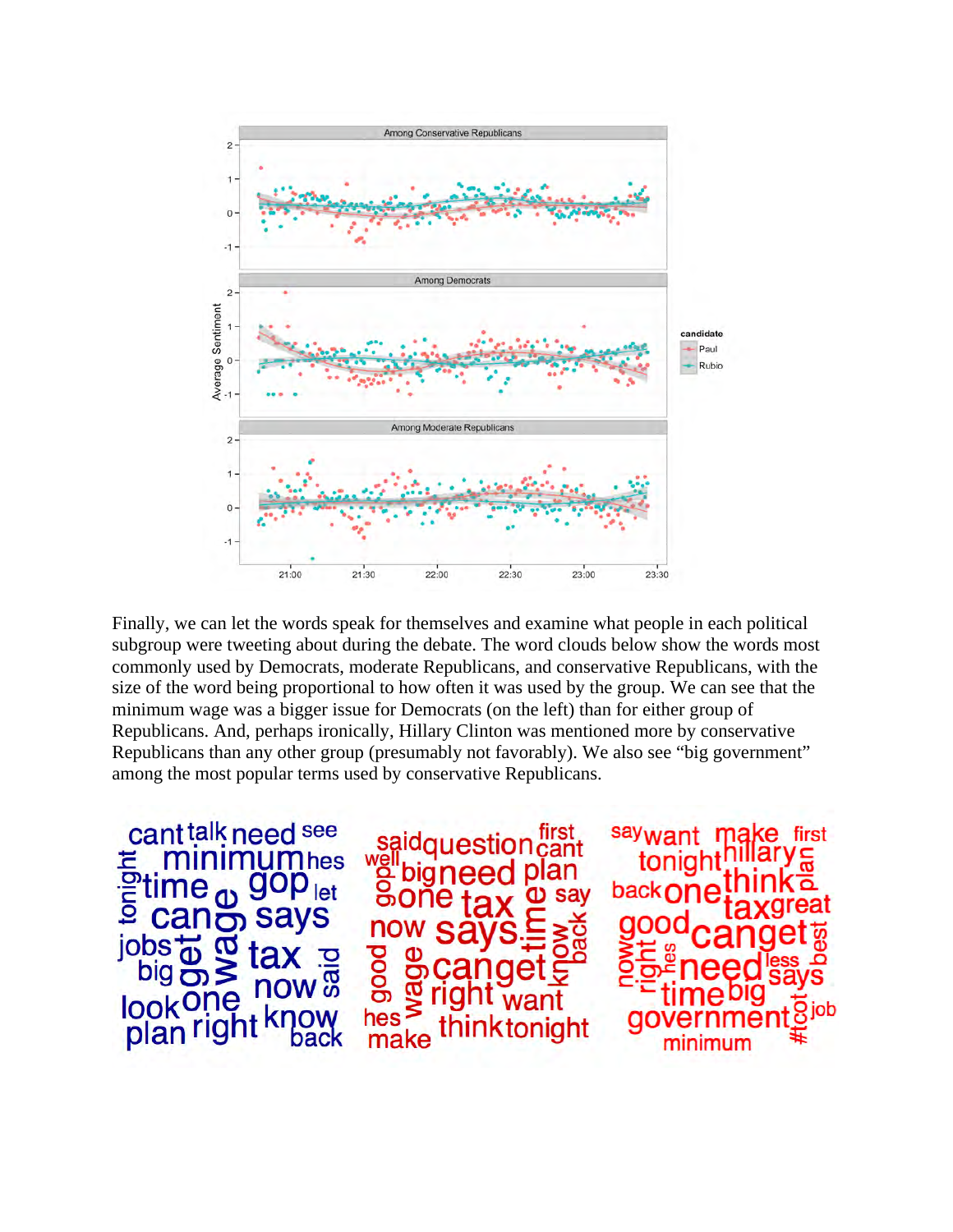Finally, we can let the words speak for themselves and examine what people in each political subgroup were tweeting about during the debate. The word clouds below show the words most commonly used by Democrats, moderate Republicans, and conservative Republicans, with the size of the word being proportional to how often it was used by the group. We can see that the minimum wage was a bigger issue for Democrats (on the left) than for either group of Republicans. And, perhaps ironically, Hillary Clinton was mentioned more by conservative Republicans than any other group (presumably not favorably). We also see "big government" among the most popular terms used by conservative Republicans.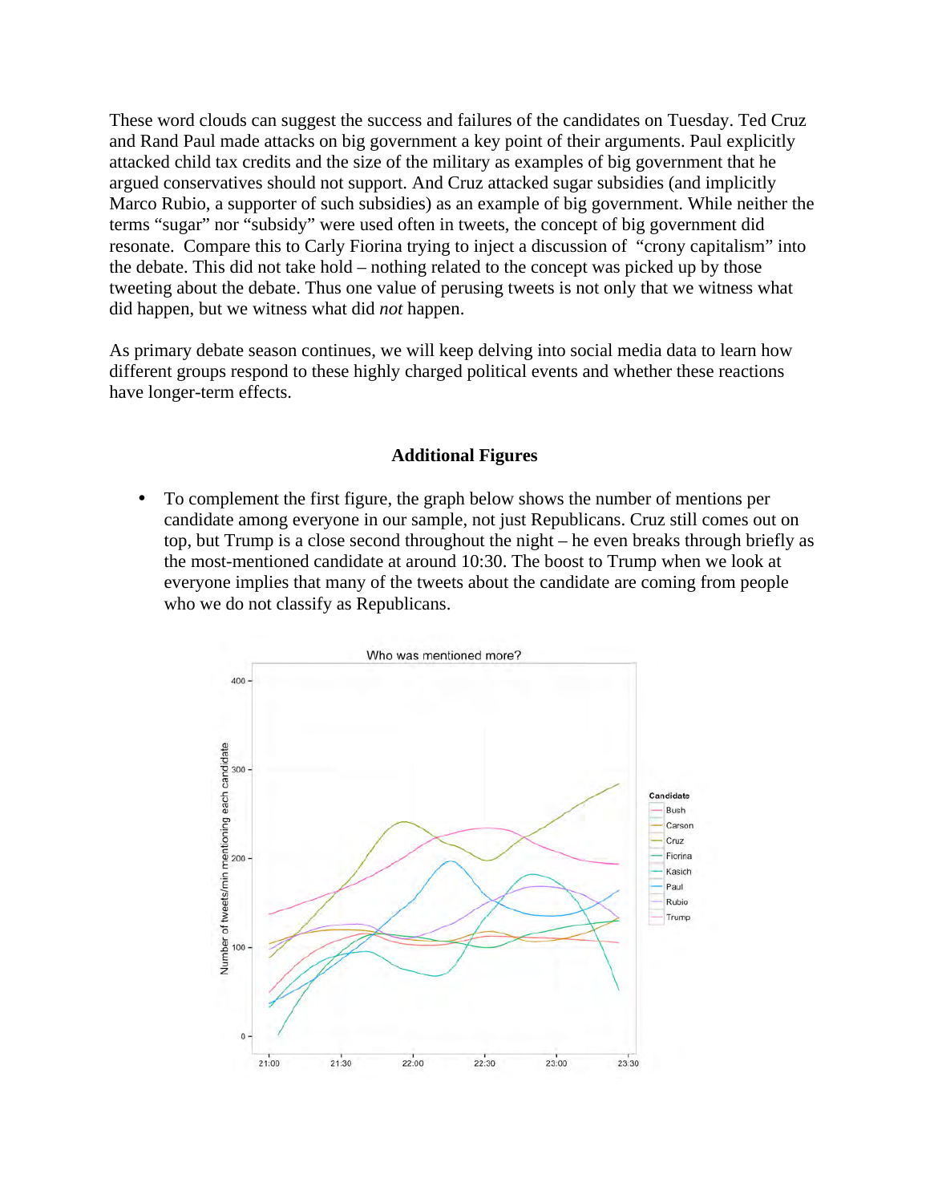These word clouds can suggest the success and failures of the candidates on Tuesday. Ted Cruz and Rand Paul made attacks on big government a key point of their arguments. Paul explicitly attacked child tax credits and the size of the military as examples of big government that he argued conservatives should not support. And Cruz attacked sugar subsidies (and implicitly Marco Rubio, a supporter of such subsidies) as an example of big government. While neither the terms "sugar" nor "subsidy" were used often in tweets, the concept of big government did resonate. Compare this to Carly Fiorina trying to inject a discussion of "crony capitalism" into the debate. This did not take hold – nothing related to the concept was picked up by those tweeting about the debate. Thus one value of perusing tweets is not only that we witness what did happen, but we witness what did *not* happen.

As primary debate season continues, we will keep delving into social media data to learn how different groups respond to these highly charged political events and whether these reactions have longer-term effects.

## Additional Figures

- To complement the first figure, the graph below shows the number of mentions per candidate among everyone in our sample, not just Republicans. Cruz still comes out on top, but Trump is a close second throughout the night – he even breaks through briefly as the most-mentioned candidate at around 10:30. The boost to Trump when we look at everyone implies that many of the tweets about the candidate are coming from people who we do not classify as Republicans.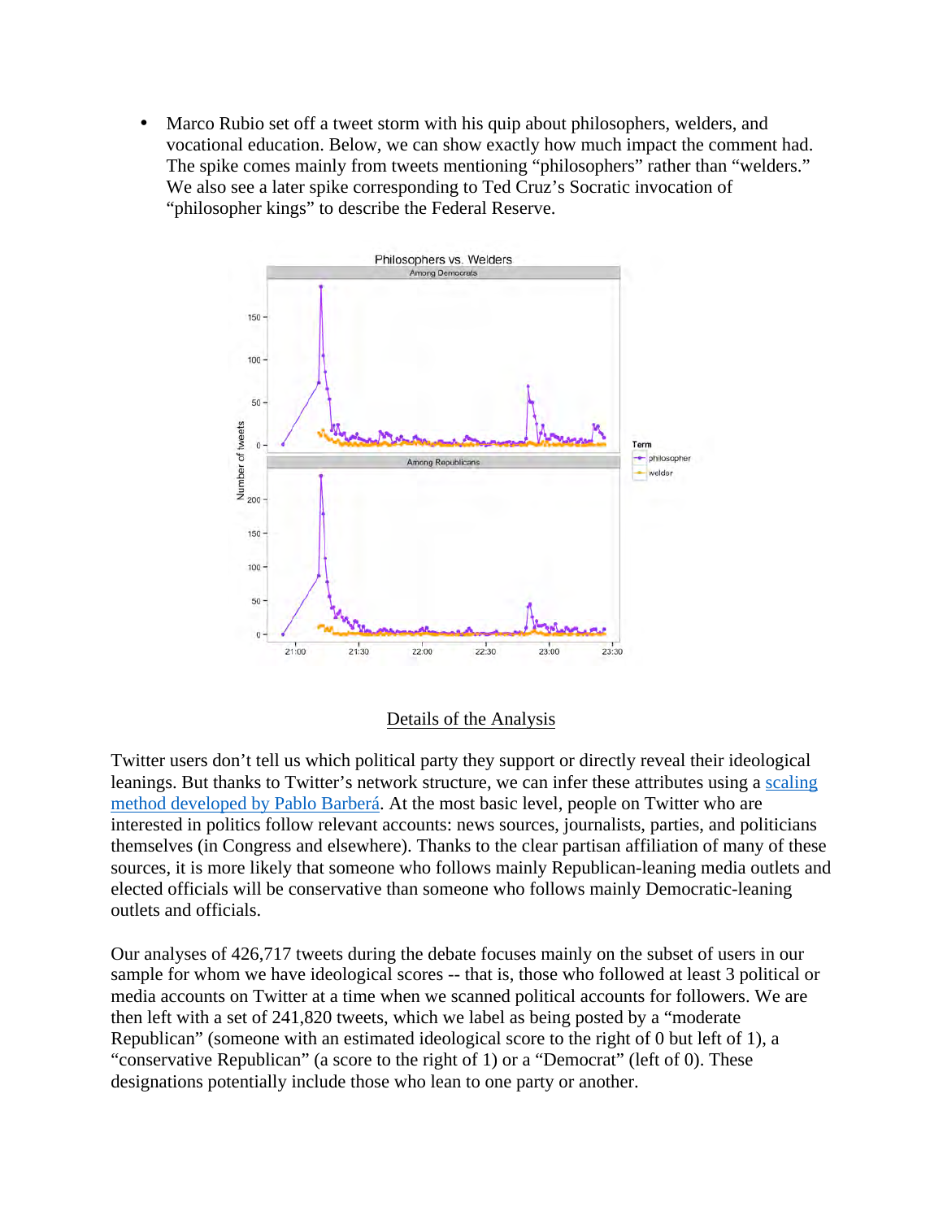- Marco Rubio set off a tweet storm with his quip about philosophers, welders, and vocational education. Below, we can show exactly how much impact the comment had. The spike comes mainly from tweets mentioning "philosophers" rather than "welders." We also see a later spike corresponding to Ted Cruz's Socratic invocation of "philosopher kings" to describe the Federal Reserve.

Philosophers vs. Welders

Among Democrats

150
100
50
0

Among Republicans

200
150
100
50
0

Number of tweets

21:00
21:30
22:00
22:30
23:00
23:30

Term
philosopher
welder

<u>Details of the Analysis</u>

Twitter users don't tell us which political party they support or directly reveal their ideological leanings. But thanks to Twitter's network structure, we can infer these attributes using a [scaling method developed by Pablo Barberá](). At the most basic level, people on Twitter who are interested in politics follow relevant accounts: news sources, journalists, parties, and politicians themselves (in Congress and elsewhere). Thanks to the clear partisan affiliation of many of these sources, it is more likely that someone who follows mainly Republican-leaning media outlets and elected officials will be conservative than someone who follows mainly Democratic-leaning outlets and officials.

Our analyses of 426,717 tweets during the debate focuses mainly on the subset of users in our sample for whom we have ideological scores -- that is, those who followed at least 3 political or media accounts on Twitter at a time when we scanned political accounts for followers. We are then left with a set of 241,820 tweets, which we label as being posted by a "moderate Republican" (someone with an estimated ideological score to the right of 0 but left of 1), a "conservative Republican" (a score to the right of 1) or a "Democrat" (left of 0). These designations potentially include those who lean to one party or another.